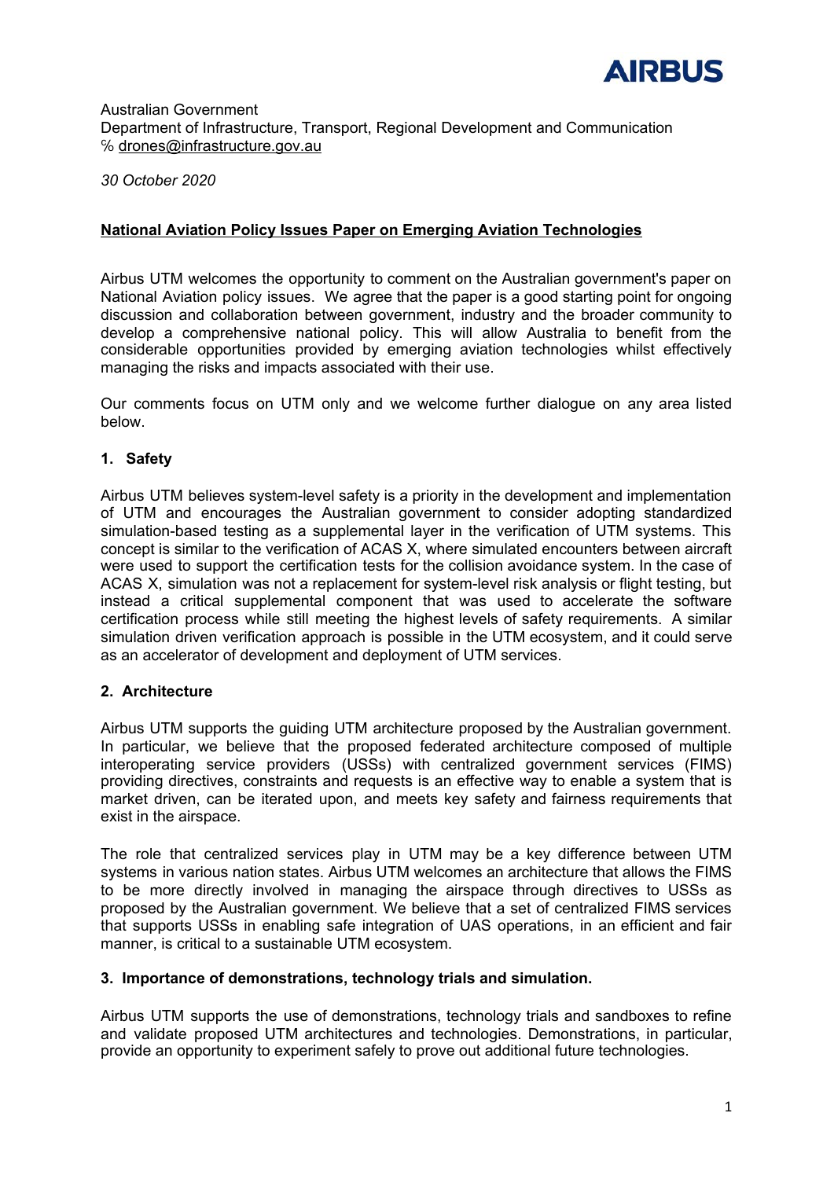Australian Government
Department of Infrastructure, Transport, Regional Development and Communication
℅ drones@infrastructure.gov.au

*30 October 2020*

**National Aviation Policy Issues Paper on Emerging Aviation Technologies**

Airbus UTM welcomes the opportunity to comment on the Australian government's paper on National Aviation policy issues. We agree that the paper is a good starting point for ongoing discussion and collaboration between government, industry and the broader community to develop a comprehensive national policy. This will allow Australia to benefit from the considerable opportunities provided by emerging aviation technologies whilst effectively managing the risks and impacts associated with their use.

Our comments focus on UTM only and we welcome further dialogue on any area listed below.

**1. Safety**

Airbus UTM believes system-level safety is a priority in the development and implementation of UTM and encourages the Australian government to consider adopting standardized simulation-based testing as a supplemental layer in the verification of UTM systems. This concept is similar to the verification of ACAS X, where simulated encounters between aircraft were used to support the certification tests for the collision avoidance system. In the case of ACAS X, simulation was not a replacement for system-level risk analysis or flight testing, but instead a critical supplemental component that was used to accelerate the software certification process while still meeting the highest levels of safety requirements. A similar simulation driven verification approach is possible in the UTM ecosystem, and it could serve as an accelerator of development and deployment of UTM services.

**2. Architecture**

Airbus UTM supports the guiding UTM architecture proposed by the Australian government. In particular, we believe that the proposed federated architecture composed of multiple interoperating service providers (USSs) with centralized government services (FIMS) providing directives, constraints and requests is an effective way to enable a system that is market driven, can be iterated upon, and meets key safety and fairness requirements that exist in the airspace.

The role that centralized services play in UTM may be a key difference between UTM systems in various nation states. Airbus UTM welcomes an architecture that allows the FIMS to be more directly involved in managing the airspace through directives to USSs as proposed by the Australian government. We believe that a set of centralized FIMS services that supports USSs in enabling safe integration of UAS operations, in an efficient and fair manner, is critical to a sustainable UTM ecosystem.

**3. Importance of demonstrations, technology trials and simulation.**

Airbus UTM supports the use of demonstrations, technology trials and sandboxes to refine and validate proposed UTM architectures and technologies. Demonstrations, in particular, provide an opportunity to experiment safely to prove out additional future technologies.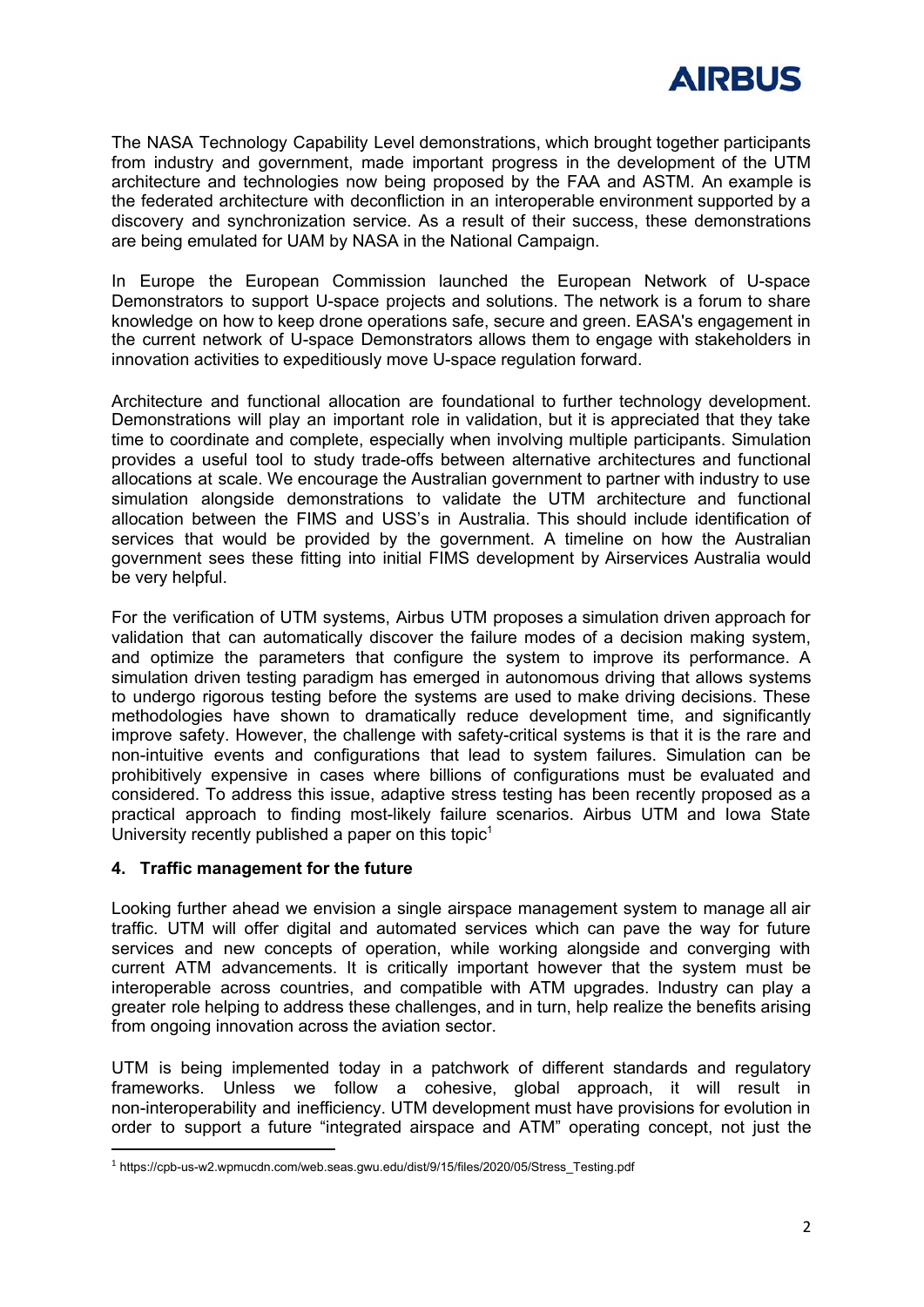The NASA Technology Capability Level demonstrations, which brought together participants from industry and government, made important progress in the development of the UTM architecture and technologies now being proposed by the FAA and ASTM. An example is the federated architecture with deconfliction in an interoperable environment supported by a discovery and synchronization service. As a result of their success, these demonstrations are being emulated for UAM by NASA in the National Campaign.

In Europe the European Commission launched the European Network of U-space Demonstrators to support U-space projects and solutions. The network is a forum to share knowledge on how to keep drone operations safe, secure and green. EASA's engagement in the current network of U-space Demonstrators allows them to engage with stakeholders in innovation activities to expeditiously move U-space regulation forward.

Architecture and functional allocation are foundational to further technology development. Demonstrations will play an important role in validation, but it is appreciated that they take time to coordinate and complete, especially when involving multiple participants. Simulation provides a useful tool to study trade-offs between alternative architectures and functional allocations at scale. We encourage the Australian government to partner with industry to use simulation alongside demonstrations to validate the UTM architecture and functional allocation between the FIMS and USS's in Australia. This should include identification of services that would be provided by the government. A timeline on how the Australian government sees these fitting into initial FIMS development by Airservices Australia would be very helpful.

For the verification of UTM systems, Airbus UTM proposes a simulation driven approach for validation that can automatically discover the failure modes of a decision making system, and optimize the parameters that configure the system to improve its performance. A simulation driven testing paradigm has emerged in autonomous driving that allows systems to undergo rigorous testing before the systems are used to make driving decisions. These methodologies have shown to dramatically reduce development time, and significantly improve safety. However, the challenge with safety-critical systems is that it is the rare and non-intuitive events and configurations that lead to system failures. Simulation can be prohibitively expensive in cases where billions of configurations must be evaluated and considered. To address this issue, adaptive stress testing has been recently proposed as a practical approach to finding most-likely failure scenarios. Airbus UTM and Iowa State University recently published a paper on this topic[1]

## 4. Traffic management for the future

Looking further ahead we envision a single airspace management system to manage all air traffic. UTM will offer digital and automated services which can pave the way for future services and new concepts of operation, while working alongside and converging with current ATM advancements. It is critically important however that the system must be interoperable across countries, and compatible with ATM upgrades. Industry can play a greater role helping to address these challenges, and in turn, help realize the benefits arising from ongoing innovation across the aviation sector.

UTM is being implemented today in a patchwork of different standards and regulatory frameworks. Unless we follow a cohesive, global approach, it will result in non-interoperability and inefficiency. UTM development must have provisions for evolution in order to support a future "integrated airspace and ATM" operating concept, not just the

[1] https://cpb-us-w2.wpmucdn.com/web.seas.gwu.edu/dist/9/15/files/2020/05/Stress_Testing.pdf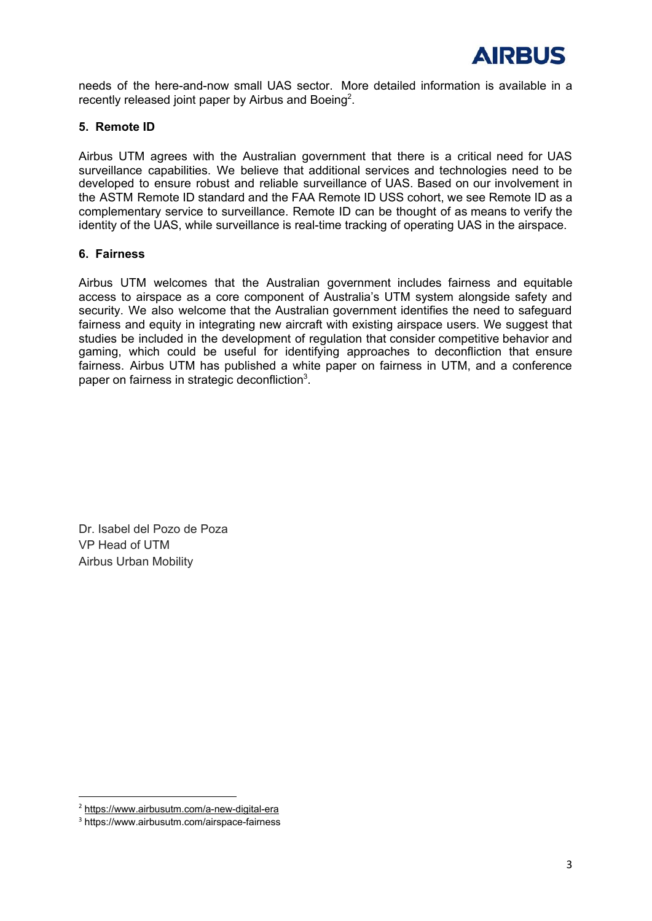needs of the here-and-now small UAS sector. More detailed information is available in a recently released joint paper by Airbus and Boeing[2].

## 5. Remote ID

Airbus UTM agrees with the Australian government that there is a critical need for UAS surveillance capabilities. We believe that additional services and technologies need to be developed to ensure robust and reliable surveillance of UAS. Based on our involvement in the ASTM Remote ID standard and the FAA Remote ID USS cohort, we see Remote ID as a complementary service to surveillance. Remote ID can be thought of as means to verify the identity of the UAS, while surveillance is real-time tracking of operating UAS in the airspace.

## 6. Fairness

Airbus UTM welcomes that the Australian government includes fairness and equitable access to airspace as a core component of Australia's UTM system alongside safety and security. We also welcome that the Australian government identifies the need to safeguard fairness and equity in integrating new aircraft with existing airspace users. We suggest that studies be included in the development of regulation that consider competitive behavior and gaming, which could be useful for identifying approaches to deconfliction that ensure fairness. Airbus UTM has published a white paper on fairness in UTM, and a conference paper on fairness in strategic deconfliction[3].

Dr. Isabel del Pozo de Poza
VP Head of UTM
Airbus Urban Mobility

---

[2] https://www.airbusutm.com/a-new-digital-era

[3] https://www.airbusutm.com/airspace-fairness